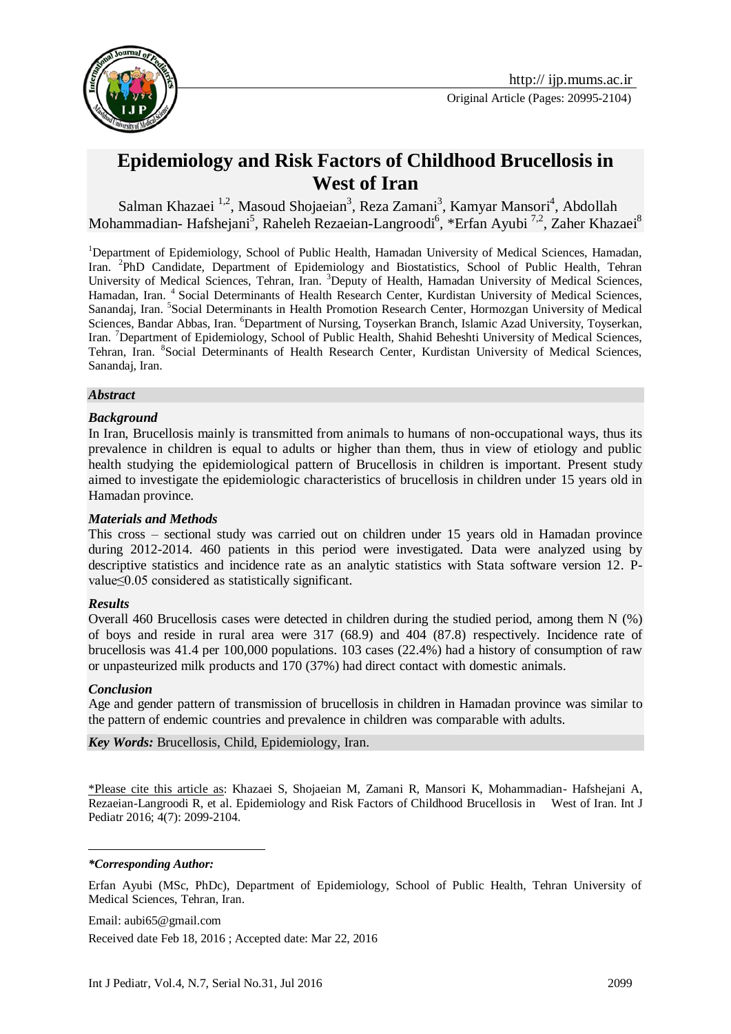Original Article (Pages: 20995-2104)

# Epidemiology and Risk Factors of Childhood Brucellosis in West of Iran

Salman Khazaei [1,2], Masoud Shojaeian[3], Reza Zamani[3], Kamyar Mansori[4], Abdollah Mohammadian- Hafshejani[5], Raheleh Rezaeian-Langroodi[6], *Erfan Ayubi [7,2], Zaher Khazaei[8]

[1]Department of Epidemiology, School of Public Health, Hamadan University of Medical Sciences, Hamadan, Iran. [2]PhD Candidate, Department of Epidemiology and Biostatistics, School of Public Health, Tehran University of Medical Sciences, Tehran, Iran. [3]Deputy of Health, Hamadan University of Medical Sciences, Hamadan, Iran. [4] Social Determinants of Health Research Center, Kurdistan University of Medical Sciences, Sanandaj, Iran. [5]Social Determinants in Health Promotion Research Center, Hormozgan University of Medical Sciences, Bandar Abbas, Iran. [6]Department of Nursing, Toyserkan Branch, Islamic Azad University, Toyserkan, Iran. [7]Department of Epidemiology, School of Public Health, Shahid Beheshti University of Medical Sciences, Tehran, Iran. [8]Social Determinants of Health Research Center, Kurdistan University of Medical Sciences, Sanandaj, Iran.

### *Abstract*

#### *Background*

In Iran, Brucellosis mainly is transmitted from animals to humans of non-occupational ways, thus its prevalence in children is equal to adults or higher than them, thus in view of etiology and public health studying the epidemiological pattern of Brucellosis in children is important. Present study aimed to investigate the epidemiologic characteristics of brucellosis in children under 15 years old in Hamadan province.

#### *Materials and Methods*

This cross – sectional study was carried out on children under 15 years old in Hamadan province during 2012-2014. 460 patients in this period were investigated. Data were analyzed using by descriptive statistics and incidence rate as an analytic statistics with Stata software version 12. P-value≤0.05 considered as statistically significant.

#### *Results*

Overall 460 Brucellosis cases were detected in children during the studied period, among them N (%) of boys and reside in rural area were 317 (68.9) and 404 (87.8) respectively. Incidence rate of brucellosis was 41.4 per 100,000 populations. 103 cases (22.4%) had a history of consumption of raw or unpasteurized milk products and 170 (37%) had direct contact with domestic animals.

#### *Conclusion*

Age and gender pattern of transmission of brucellosis in children in Hamadan province was similar to the pattern of endemic countries and prevalence in children was comparable with adults.

***Key Words:*** Brucellosis, Child, Epidemiology, Iran.

*Please cite this article as: Khazaei S, Shojaeian M, Zamani R, Mansori K, Mohammadian- Hafshejani A, Rezaeian-Langroodi R, et al. Epidemiology and Risk Factors of Childhood Brucellosis in West of Iran. Int J Pediatr 2016; 4(7): 2099-2104.

***Corresponding Author:***

Erfan Ayubi (MSc, PhDc), Department of Epidemiology, School of Public Health, Tehran University of Medical Sciences, Tehran, Iran.

Email: aubi65@gmail.com

Received date Feb 18, 2016 ; Accepted date: Mar 22, 2016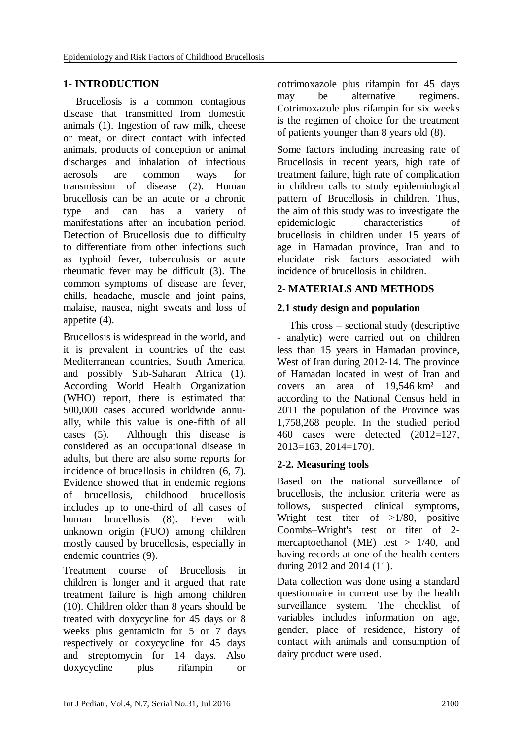## 1- INTRODUCTION

Brucellosis is a common contagious disease that transmitted from domestic animals (1). Ingestion of raw milk, cheese or meat, or direct contact with infected animals, products of conception or animal discharges and inhalation of infectious aerosols are common ways for transmission of disease (2). Human brucellosis can be an acute or a chronic type and can has a variety of manifestations after an incubation period. Detection of Brucellosis due to difficulty to differentiate from other infections such as typhoid fever, tuberculosis or acute rheumatic fever may be difficult (3). The common symptoms of disease are fever, chills, headache, muscle and joint pains, malaise, nausea, night sweats and loss of appetite (4).

Brucellosis is widespread in the world, and it is prevalent in countries of the east Mediterranean countries, South America, and possibly Sub-Saharan Africa (1). According World Health Organization (WHO) report, there is estimated that 500,000 cases accured worldwide annually, while this value is one-fifth of all cases (5). Although this disease is considered as an occupational disease in adults, but there are also some reports for incidence of brucellosis in children (6, 7). Evidence showed that in endemic regions of brucellosis, childhood brucellosis includes up to one-third of all cases of human brucellosis (8). Fever with unknown origin (FUO) among children mostly caused by brucellosis, especially in endemic countries (9).

Treatment course of Brucellosis in children is longer and it argued that rate treatment failure is high among children (10). Children older than 8 years should be treated with doxycycline for 45 days or 8 weeks plus gentamicin for 5 or 7 days respectively or doxycycline for 45 days and streptomycin for 14 days. Also doxycycline plus rifampin or cotrimoxazole plus rifampin for 45 days may be alternative regimens. Cotrimoxazole plus rifampin for six weeks is the regimen of choice for the treatment of patients younger than 8 years old (8).

Some factors including increasing rate of Brucellosis in recent years, high rate of treatment failure, high rate of complication in children calls to study epidemiological pattern of Brucellosis in children. Thus, the aim of this study was to investigate the epidemiologic characteristics of brucellosis in children under 15 years of age in Hamadan province, Iran and to elucidate risk factors associated with incidence of brucellosis in children.

## 2- MATERIALS AND METHODS

### 2.1 study design and population

This cross – sectional study (descriptive - analytic) were carried out on children less than 15 years in Hamadan province, West of Iran during 2012-14. The province of Hamadan located in west of Iran and covers an area of 19,546 km² and according to the National Census held in 2011 the population of the Province was 1,758,268 people. In the studied period 460 cases were detected (2012=127, 2013=163, 2014=170).

### 2-2. Measuring tools

Based on the national surveillance of brucellosis, the inclusion criteria were as follows, suspected clinical symptoms, Wright test titer of >1/80, positive Coombs–Wright's test or titer of 2-mercaptoethanol (ME) test > 1/40, and having records at one of the health centers during 2012 and 2014 (11).

Data collection was done using a standard questionnaire in current use by the health surveillance system. The checklist of variables includes information on age, gender, place of residence, history of contact with animals and consumption of dairy product were used.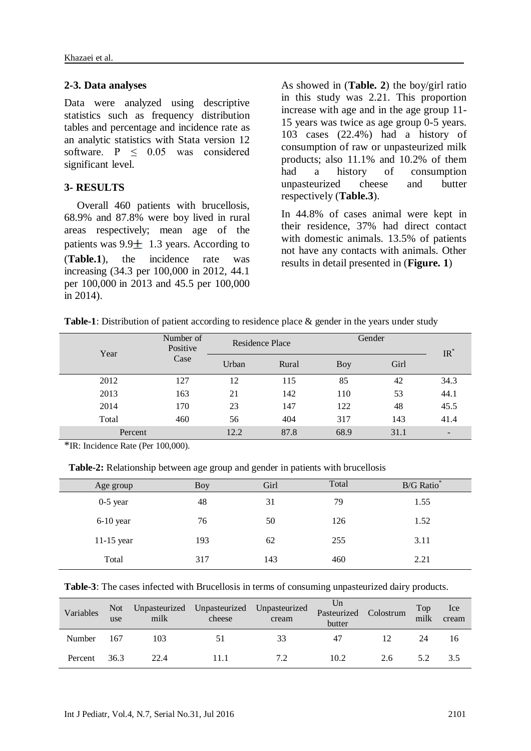### 2-3. Data analyses

Data were analyzed using descriptive statistics such as frequency distribution tables and percentage and incidence rate as an analytic statistics with Stata version 12 software. $P \leq 0.05$ was considered significant level.

### 3- RESULTS

Overall 460 patients with brucellosis, 68.9% and 87.8% were boy lived in rural areas respectively; mean age of the patients was $9.9 \pm 1.3$ years. According to (**Table.1**), the incidence rate was increasing (34.3 per 100,000 in 2012, 44.1 per 100,000 in 2013 and 45.5 per 100,000 in 2014).

As showed in (**Table. 2**) the boy/girl ratio in this study was 2.21. This proportion increase with age and in the age group 11-15 years was twice as age group 0-5 years. 103 cases (22.4%) had a history of consumption of raw or unpasteurized milk products; also 11.1% and 10.2% of them had a history of consumption unpasteurized cheese and butter respectively (**Table.3**).

In 44.8% of cases animal were kept in their residence, 37% had direct contact with domestic animals. 13.5% of patients not have any contacts with animals. Other results in detail presented in (**Figure. 1**)

**Table-1**: Distribution of patient according to residence place & gender in the years under study

| Year | Number of Positive Case | Residence Place | | Gender | | IR* |
|---|---|---|---|---|---|---|
| | | Urban | Rural | Boy | Girl | |
| 2012 | 127 | 12 | 115 | 85 | 42 | 34.3 |
| 2013 | 163 | 21 | 142 | 110 | 53 | 44.1 |
| 2014 | 170 | 23 | 147 | 122 | 48 | 45.5 |
| Total | 460 | 56 | 404 | 317 | 143 | 41.4 |
| Percent | | 12.2 | 87.8 | 68.9 | 31.1 | - |

*IR: Incidence Rate (Per 100,000).

**Table-2:** Relationship between age group and gender in patients with brucellosis

| Age group | Boy | Girl | Total | B/G Ratio* |
|---|---|---|---|---|
| 0-5 year | 48 | 31 | 79 | 1.55 |
| 6-10 year | 76 | 50 | 126 | 1.52 |
| 11-15 year | 193 | 62 | 255 | 3.11 |
| Total | 317 | 143 | 460 | 2.21 |

**Table-3**: The cases infected with Brucellosis in terms of consuming unpasteurized dairy products.

| Variables | Not use | Unpasteurized milk | Unpasteurized cheese | Unpasteurized cream | Un Pasteurized butter | Colostrum | Top milk | Ice cream |
|---|---|---|---|---|---|---|---|---|
| Number | 167 | 103 | 51 | 33 | 47 | 12 | 24 | 16 |
| Percent | 36.3 | 22.4 | 11.1 | 7.2 | 10.2 | 2.6 | 5.2 | 3.5 |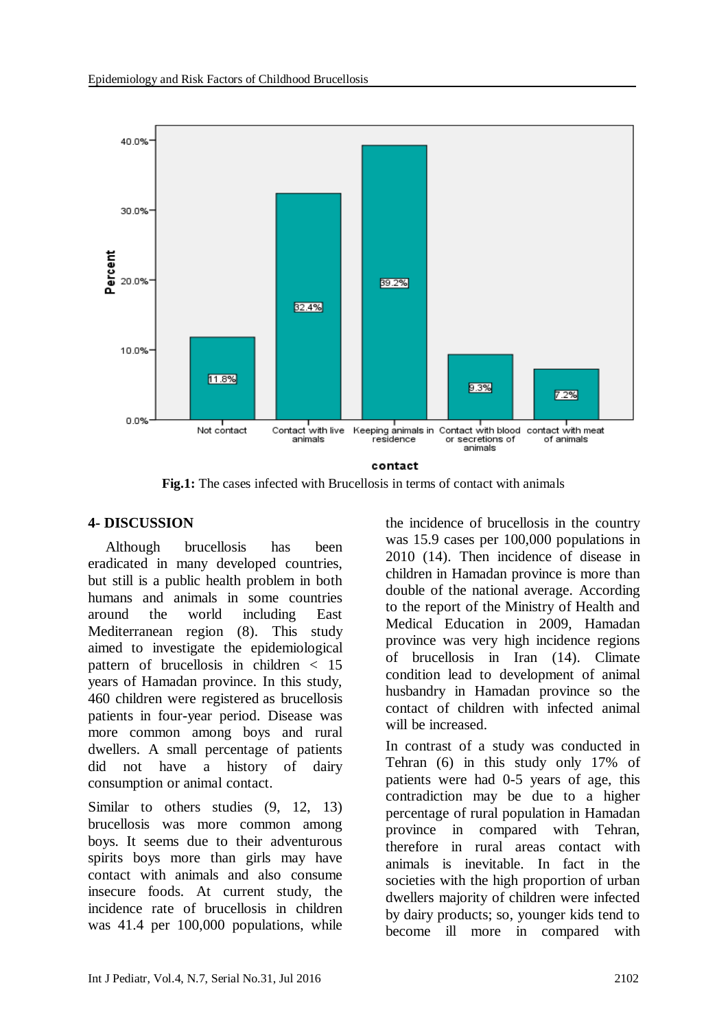**Fig.1:** The cases infected with Brucellosis in terms of contact with animals

## 4- DISCUSSION

Although brucellosis has been eradicated in many developed countries, but still is a public health problem in both humans and animals in some countries around the world including East Mediterranean region (8). This study aimed to investigate the epidemiological pattern of brucellosis in children < 15 years of Hamadan province. In this study, 460 children were registered as brucellosis patients in four-year period. Disease was more common among boys and rural dwellers. A small percentage of patients did not have a history of dairy consumption or animal contact.

Similar to others studies (9, 12, 13) brucellosis was more common among boys. It seems due to their adventurous spirits boys more than girls may have contact with animals and also consume insecure foods. At current study, the incidence rate of brucellosis in children was 41.4 per 100,000 populations, while the incidence of brucellosis in the country was 15.9 cases per 100,000 populations in 2010 (14). Then incidence of disease in children in Hamadan province is more than double of the national average. According to the report of the Ministry of Health and Medical Education in 2009, Hamadan province was very high incidence regions of brucellosis in Iran (14). Climate condition lead to development of animal husbandry in Hamadan province so the contact of children with infected animal will be increased.

In contrast of a study was conducted in Tehran (6) in this study only 17% of patients were had 0-5 years of age, this contradiction may be due to a higher percentage of rural population in Hamadan province in compared with Tehran, therefore in rural areas contact with animals is inevitable. In fact in the societies with the high proportion of urban dwellers majority of children were infected by dairy products; so, younger kids tend to become ill more in compared with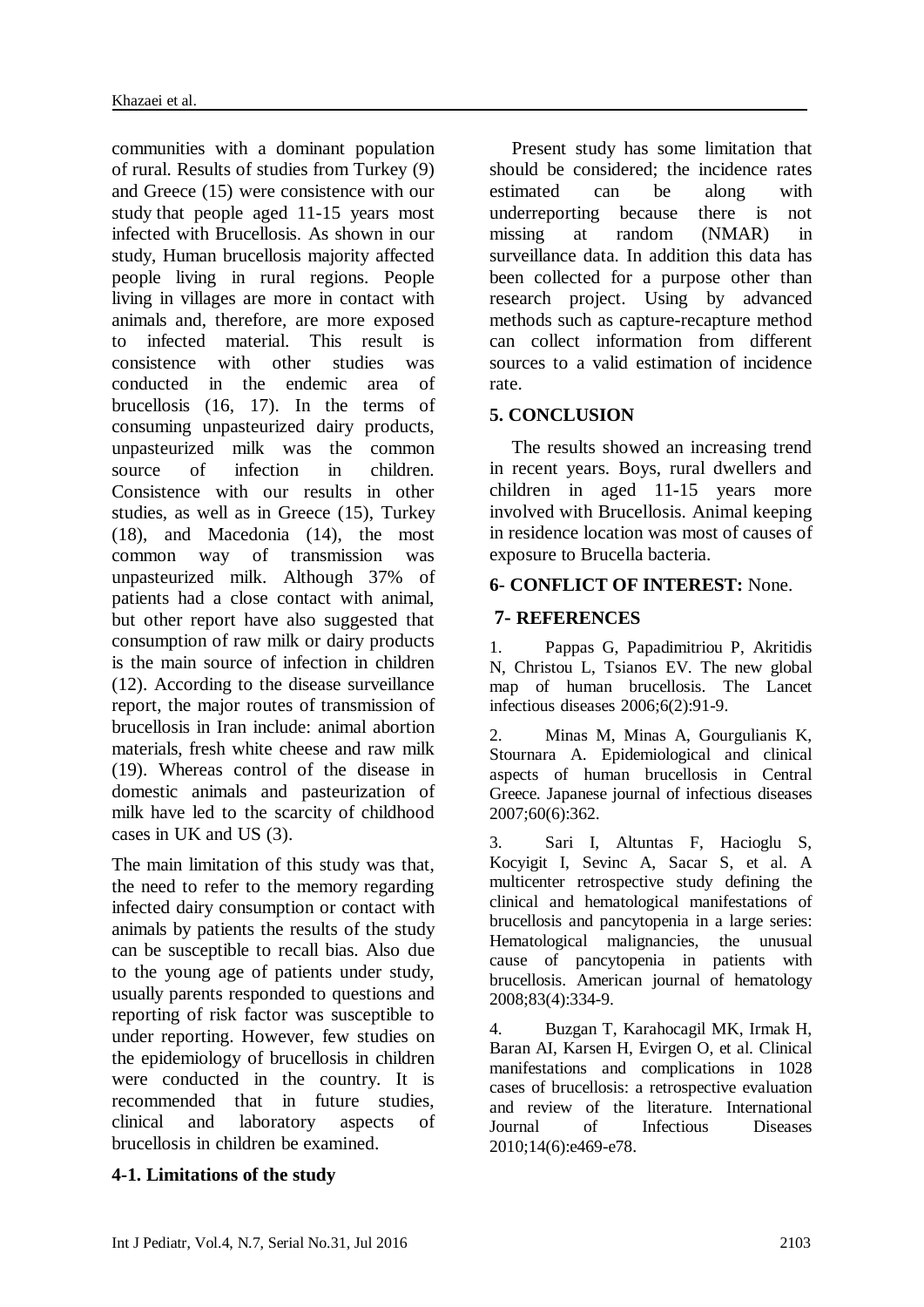communities with a dominant population of rural. Results of studies from Turkey (9) and Greece (15) were consistence with our study that people aged 11-15 years most infected with Brucellosis. As shown in our study, Human brucellosis majority affected people living in rural regions. People living in villages are more in contact with animals and, therefore, are more exposed to infected material. This result is consistence with other studies was conducted in the endemic area of brucellosis (16, 17). In the terms of consuming unpasteurized dairy products, unpasteurized milk was the common source of infection in children. Consistence with our results in other studies, as well as in Greece (15), Turkey (18), and Macedonia (14), the most common way of transmission was unpasteurized milk. Although 37% of patients had a close contact with animal, but other report have also suggested that consumption of raw milk or dairy products is the main source of infection in children (12). According to the disease surveillance report, the major routes of transmission of brucellosis in Iran include: animal abortion materials, fresh white cheese and raw milk (19). Whereas control of the disease in domestic animals and pasteurization of milk have led to the scarcity of childhood cases in UK and US (3).

The main limitation of this study was that, the need to refer to the memory regarding infected dairy consumption or contact with animals by patients the results of the study can be susceptible to recall bias. Also due to the young age of patients under study, usually parents responded to questions and reporting of risk factor was susceptible to under reporting. However, few studies on the epidemiology of brucellosis in children were conducted in the country. It is recommended that in future studies, clinical and laboratory aspects of brucellosis in children be examined.

### 4-1. Limitations of the study

Present study has some limitation that should be considered; the incidence rates estimated can be along with underreporting because there is not missing at random (NMAR) in surveillance data. In addition this data has been collected for a purpose other than research project. Using by advanced methods such as capture-recapture method can collect information from different sources to a valid estimation of incidence rate.

## 5. CONCLUSION

The results showed an increasing trend in recent years. Boys, rural dwellers and children in aged 11-15 years more involved with Brucellosis. Animal keeping in residence location was most of causes of exposure to Brucella bacteria.

## 6- CONFLICT OF INTEREST: None.

## 7- REFERENCES

1. Pappas G, Papadimitriou P, Akritidis N, Christou L, Tsianos EV. The new global map of human brucellosis. The Lancet infectious diseases 2006;6(2):91-9.

2. Minas M, Minas A, Gourgulianis K, Stournara A. Epidemiological and clinical aspects of human brucellosis in Central Greece. Japanese journal of infectious diseases 2007;60(6):362.

3. Sari I, Altuntas F, Hacioglu S, Kocyigit I, Sevinc A, Sacar S, et al. A multicenter retrospective study defining the clinical and hematological manifestations of brucellosis and pancytopenia in a large series: Hematological malignancies, the unusual cause of pancytopenia in patients with brucellosis. American journal of hematology 2008;83(4):334-9.

4. Buzgan T, Karahocagil MK, Irmak H, Baran AI, Karsen H, Evirgen O, et al. Clinical manifestations and complications in 1028 cases of brucellosis: a retrospective evaluation and review of the literature. International Journal of Infectious Diseases 2010;14(6):e469-e78.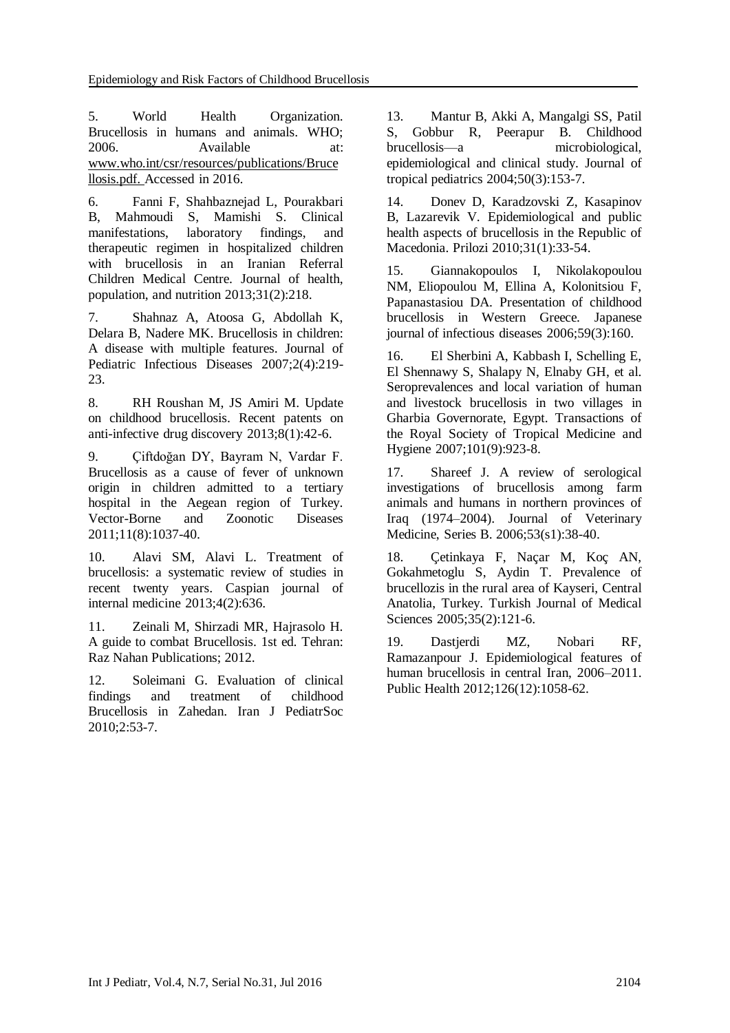5. World Health Organization. Brucellosis in humans and animals. WHO; 2006. Available at: www.who.int/csr/resources/publications/Brucellosis.pdf. Accessed in 2016.

6. Fanni F, Shahbaznejad L, Pourakbari B, Mahmoudi S, Mamishi S. Clinical manifestations, laboratory findings, and therapeutic regimen in hospitalized children with brucellosis in an Iranian Referral Children Medical Centre. Journal of health, population, and nutrition 2013;31(2):218.

7. Shahnaz A, Atoosa G, Abdollah K, Delara B, Nadere MK. Brucellosis in children: A disease with multiple features. Journal of Pediatric Infectious Diseases 2007;2(4):219-23.

8. RH Roushan M, JS Amiri M. Update on childhood brucellosis. Recent patents on anti-infective drug discovery 2013;8(1):42-6.

9. Çiftdoğan DY, Bayram N, Vardar F. Brucellosis as a cause of fever of unknown origin in children admitted to a tertiary hospital in the Aegean region of Turkey. Vector-Borne and Zoonotic Diseases 2011;11(8):1037-40.

10. Alavi SM, Alavi L. Treatment of brucellosis: a systematic review of studies in recent twenty years. Caspian journal of internal medicine 2013;4(2):636.

11. Zeinali M, Shirzadi MR, Hajrasolo H. A guide to combat Brucellosis. 1st ed. Tehran: Raz Nahan Publications; 2012.

12. Soleimani G. Evaluation of clinical findings and treatment of childhood Brucellosis in Zahedan. Iran J PediatrSoc 2010;2:53-7.

13. Mantur B, Akki A, Mangalgi SS, Patil S, Gobbur R, Peerapur B. Childhood brucellosis—a microbiological, epidemiological and clinical study. Journal of tropical pediatrics 2004;50(3):153-7.

14. Donev D, Karadzovski Z, Kasapinov B, Lazarevik V. Epidemiological and public health aspects of brucellosis in the Republic of Macedonia. Prilozi 2010;31(1):33-54.

15. Giannakopoulos I, Nikolakopoulou NM, Eliopoulou M, Ellina A, Kolonitsiou F, Papanastasiou DA. Presentation of childhood brucellosis in Western Greece. Japanese journal of infectious diseases 2006;59(3):160.

16. El Sherbini A, Kabbash I, Schelling E, El Shennawy S, Shalapy N, Elnaby GH, et al. Seroprevalences and local variation of human and livestock brucellosis in two villages in Gharbia Governorate, Egypt. Transactions of the Royal Society of Tropical Medicine and Hygiene 2007;101(9):923-8.

17. Shareef J. A review of serological investigations of brucellosis among farm animals and humans in northern provinces of Iraq (1974–2004). Journal of Veterinary Medicine, Series B. 2006;53(s1):38-40.

18. Çetinkaya F, Naçar M, Koç AN, Gokahmetoglu S, Aydin T. Prevalence of brucellozis in the rural area of Kayseri, Central Anatolia, Turkey. Turkish Journal of Medical Sciences 2005;35(2):121-6.

19. Dastjerdi MZ, Nobari RF, Ramazanpour J. Epidemiological features of human brucellosis in central Iran, 2006–2011. Public Health 2012;126(12):1058-62.